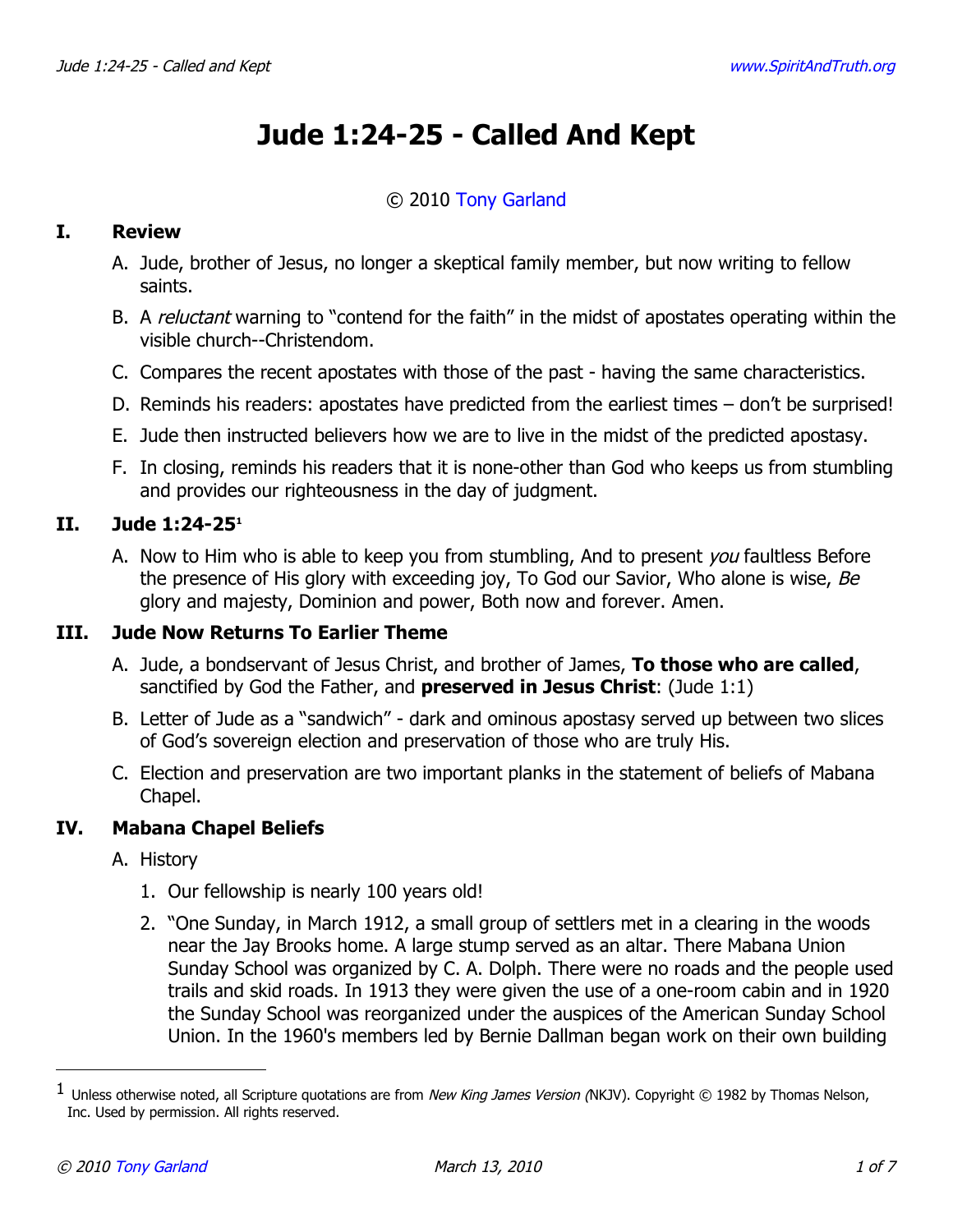# Jude 1:24-25 - Called And Kept

© 2010 Tony Garland

## I. Review

A. Jude, brother of Jesus, no longer a skeptical family member, but now writing to fellow saints.

B. A *reluctant* warning to "contend for the faith" in the midst of apostates operating within the visible church--Christendom.

C. Compares the recent apostates with those of the past - having the same characteristics.

D. Reminds his readers: apostates have predicted from the earliest times – don't be surprised!

E. Jude then instructed believers how we are to live in the midst of the predicted apostasy.

F. In closing, reminds his readers that it is none-other than God who keeps us from stumbling and provides our righteousness in the day of judgment.

## II. Jude 1:24-25[1]

A. Now to Him who is able to keep you from stumbling, And to present *you* faultless Before the presence of His glory with exceeding joy, To God our Savior, Who alone is wise, *Be* glory and majesty, Dominion and power, Both now and forever. Amen.

## III. Jude Now Returns To Earlier Theme

A. Jude, a bondservant of Jesus Christ, and brother of James, **To those who are called**, sanctified by God the Father, and **preserved in Jesus Christ**: (Jude 1:1)

B. Letter of Jude as a "sandwich" - dark and ominous apostasy served up between two slices of God's sovereign election and preservation of those who are truly His.

C. Election and preservation are two important planks in the statement of beliefs of Mabana Chapel.

## IV. Mabana Chapel Beliefs

A. History

1. Our fellowship is nearly 100 years old!
2. "One Sunday, in March 1912, a small group of settlers met in a clearing in the woods near the Jay Brooks home. A large stump served as an altar. There Mabana Union Sunday School was organized by C. A. Dolph. There were no roads and the people used trails and skid roads. In 1913 they were given the use of a one-room cabin and in 1920 the Sunday School was reorganized under the auspices of the American Sunday School Union. In the 1960's members led by Bernie Dallman began work on their own building

---

[1] Unless otherwise noted, all Scripture quotations are from *New King James Version (*NKJV). Copyright © 1982 by Thomas Nelson, Inc. Used by permission. All rights reserved.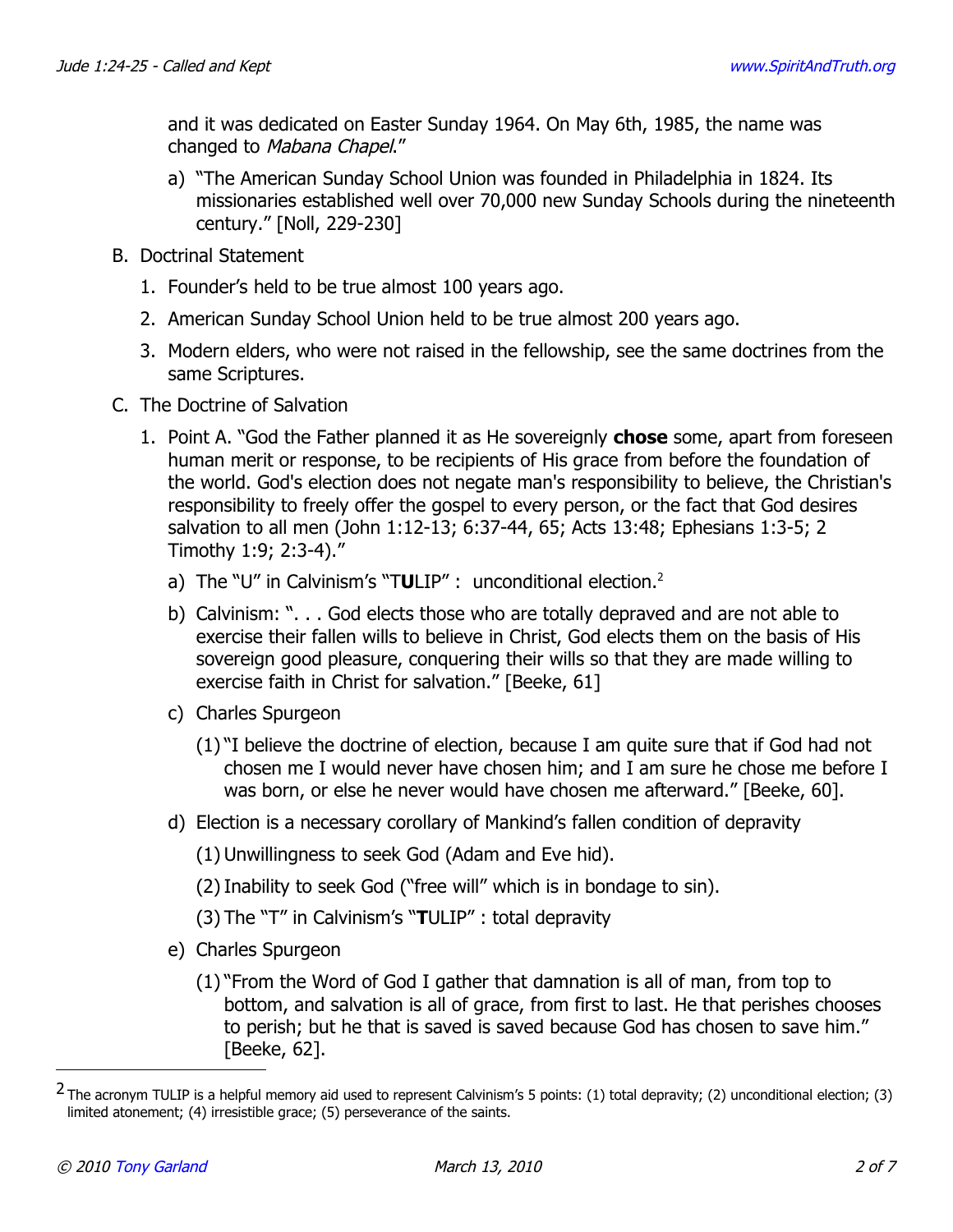and it was dedicated on Easter Sunday 1964. On May 6th, 1985, the name was changed to *Mabana Chapel*."

a) "The American Sunday School Union was founded in Philadelphia in 1824. Its missionaries established well over 70,000 new Sunday Schools during the nineteenth century." [Noll, 229-230]

B. Doctrinal Statement

1. Founder's held to be true almost 100 years ago.
2. American Sunday School Union held to be true almost 200 years ago.
3. Modern elders, who were not raised in the fellowship, see the same doctrines from the same Scriptures.

C. The Doctrine of Salvation

1. Point A. "God the Father planned it as He sovereignly **chose** some, apart from foreseen human merit or response, to be recipients of His grace from before the foundation of the world. God's election does not negate man's responsibility to believe, the Christian's responsibility to freely offer the gospel to every person, or the fact that God desires salvation to all men (John 1:12-13; 6:37-44, 65; Acts 13:48; Ephesians 1:3-5; 2 Timothy 1:9; 2:3-4)."

   a) The "U" in Calvinism's "T**U**LIP" : unconditional election.[2]

   b) Calvinism: ". . . God elects those who are totally depraved and are not able to exercise their fallen wills to believe in Christ, God elects them on the basis of His sovereign good pleasure, conquering their wills so that they are made willing to exercise faith in Christ for salvation." [Beeke, 61]

   c) Charles Spurgeon

      (1) "I believe the doctrine of election, because I am quite sure that if God had not chosen me I would never have chosen him; and I am sure he chose me before I was born, or else he never would have chosen me afterward." [Beeke, 60].

   d) Election is a necessary corollary of Mankind's fallen condition of depravity

      (1) Unwillingness to seek God (Adam and Eve hid).

      (2) Inability to seek God ("free will" which is in bondage to sin).

      (3) The "T" in Calvinism's "**T**ULIP" : total depravity

   e) Charles Spurgeon

      (1) "From the Word of God I gather that damnation is all of man, from top to bottom, and salvation is all of grace, from first to last. He that perishes chooses to perish; but he that is saved is saved because God has chosen to save him." [Beeke, 62].

---

[2] The acronym TULIP is a helpful memory aid used to represent Calvinism's 5 points: (1) total depravity; (2) unconditional election; (3) limited atonement; (4) irresistible grace; (5) perseverance of the saints.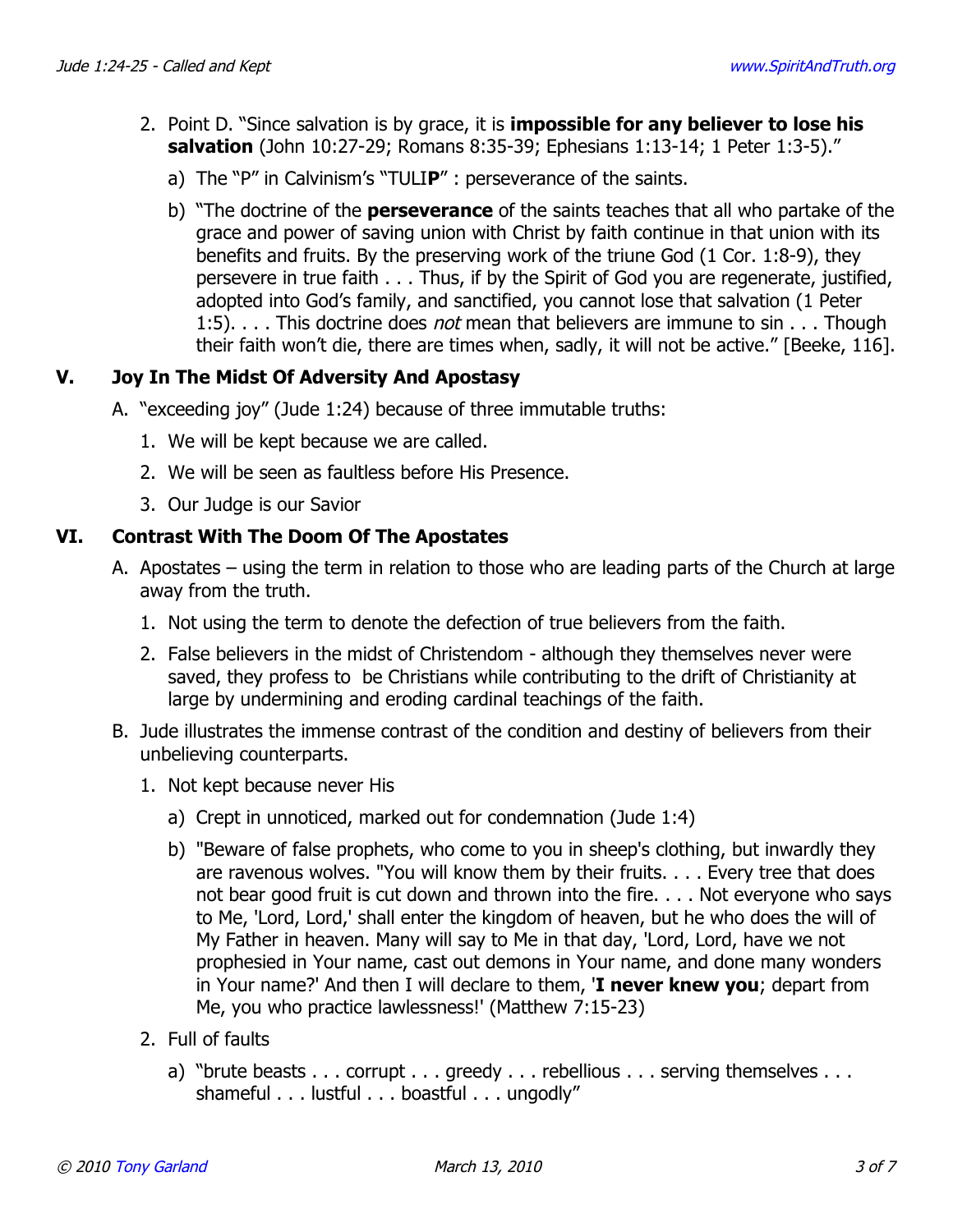2. Point D. "Since salvation is by grace, it is **impossible for any believer to lose his salvation** (John 10:27-29; Romans 8:35-39; Ephesians 1:13-14; 1 Peter 1:3-5)."
    a) The "P" in Calvinism's "TULI**P**" : perseverance of the saints.
    b) "The doctrine of the **perseverance** of the saints teaches that all who partake of the grace and power of saving union with Christ by faith continue in that union with its benefits and fruits. By the preserving work of the triune God (1 Cor. 1:8-9), they persevere in true faith . . . Thus, if by the Spirit of God you are regenerate, justified, adopted into God's family, and sanctified, you cannot lose that salvation (1 Peter 1:5). . . . This doctrine does *not* mean that believers are immune to sin . . . Though their faith won't die, there are times when, sadly, it will not be active." [Beeke, 116].

## V. Joy In The Midst Of Adversity And Apostasy

A. "exceeding joy" (Jude 1:24) because of three immutable truths:
1. We will be kept because we are called.
2. We will be seen as faultless before His Presence.
3. Our Judge is our Savior

## VI. Contrast With The Doom Of The Apostates

A. Apostates – using the term in relation to those who are leading parts of the Church at large away from the truth.
1. Not using the term to denote the defection of true believers from the faith.
2. False believers in the midst of Christendom - although they themselves never were saved, they profess to be Christians while contributing to the drift of Christianity at large by undermining and eroding cardinal teachings of the faith.

B. Jude illustrates the immense contrast of the condition and destiny of believers from their unbelieving counterparts.
1. Not kept because never His
    a) Crept in unnoticed, marked out for condemnation (Jude 1:4)
    b) "Beware of false prophets, who come to you in sheep's clothing, but inwardly they are ravenous wolves. "You will know them by their fruits. . . . Every tree that does not bear good fruit is cut down and thrown into the fire. . . . Not everyone who says to Me, 'Lord, Lord,' shall enter the kingdom of heaven, but he who does the will of My Father in heaven. Many will say to Me in that day, 'Lord, Lord, have we not prophesied in Your name, cast out demons in Your name, and done many wonders in Your name?' And then I will declare to them, '**I never knew you**; depart from Me, you who practice lawlessness!' (Matthew 7:15-23)
2. Full of faults
    a) "brute beasts . . . corrupt . . . greedy . . . rebellious . . . serving themselves . . . shameful . . . lustful . . . boastful . . . ungodly"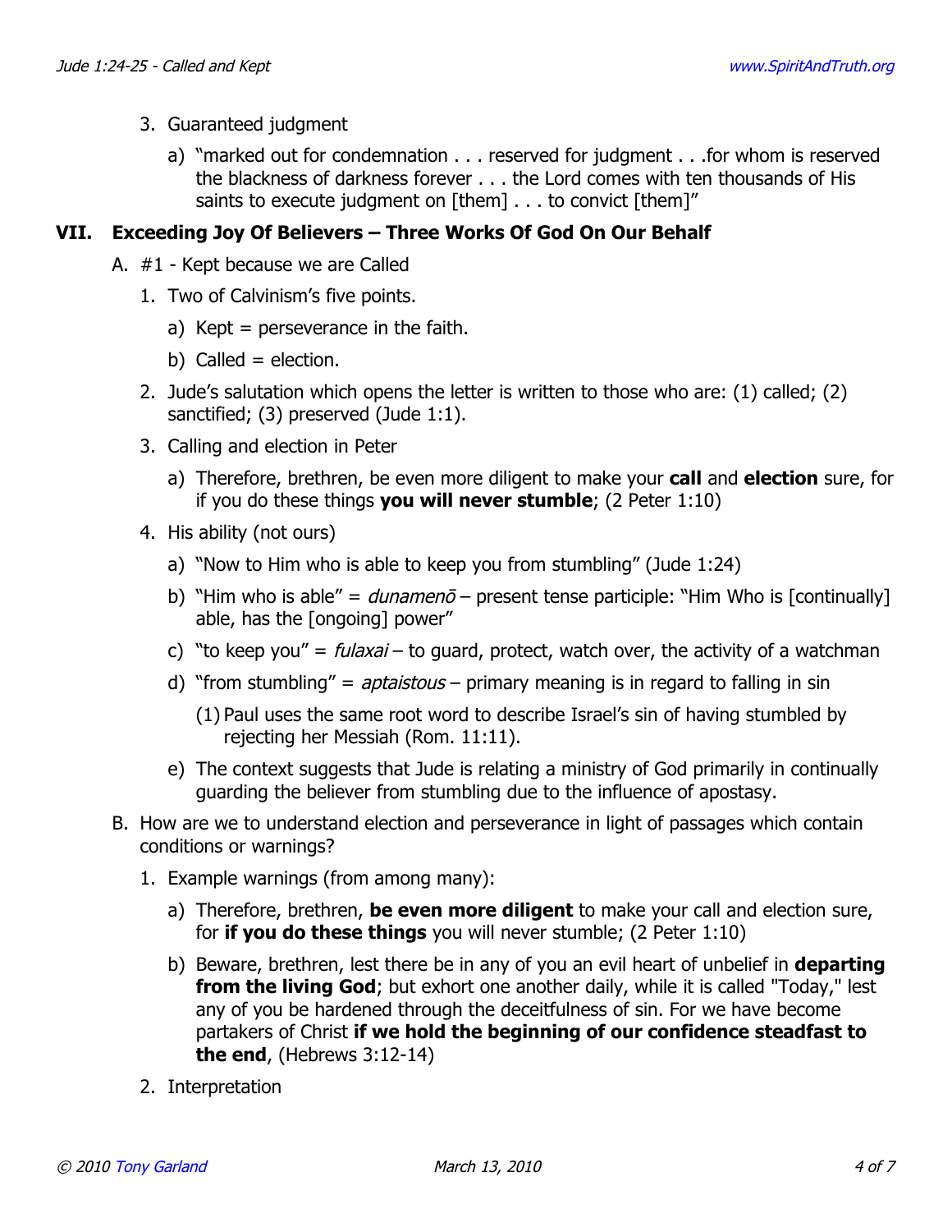3. Guaranteed judgment

    a) "marked out for condemnation . . . reserved for judgment . . .for whom is reserved the blackness of darkness forever . . . the Lord comes with ten thousands of His saints to execute judgment on [them] . . . to convict [them]"

## VII. Exceeding Joy Of Believers – Three Works Of God On Our Behalf

A. #1 - Kept because we are Called

1. Two of Calvinism's five points.

    a) Kept = perseverance in the faith.

    b) Called = election.

2. Jude's salutation which opens the letter is written to those who are: (1) called; (2) sanctified; (3) preserved (Jude 1:1).

3. Calling and election in Peter

    a) Therefore, brethren, be even more diligent to make your **call** and **election** sure, for if you do these things **you will never stumble**; (2 Peter 1:10)

4. His ability (not ours)

    a) "Now to Him who is able to keep you from stumbling" (Jude 1:24)

    b) "Him who is able" = *dunamenō* – present tense participle: "Him Who is [continually] able, has the [ongoing] power"

    c) "to keep you" = *fulaxai* – to guard, protect, watch over, the activity of a watchman

    d) "from stumbling" = *aptaistous* – primary meaning is in regard to falling in sin

        (1) Paul uses the same root word to describe Israel's sin of having stumbled by rejecting her Messiah (Rom. 11:11).

    e) The context suggests that Jude is relating a ministry of God primarily in continually guarding the believer from stumbling due to the influence of apostasy.

B. How are we to understand election and perseverance in light of passages which contain conditions or warnings?

1. Example warnings (from among many):

    a) Therefore, brethren, **be even more diligent** to make your call and election sure, for **if you do these things** you will never stumble; (2 Peter 1:10)

    b) Beware, brethren, lest there be in any of you an evil heart of unbelief in **departing from the living God**; but exhort one another daily, while it is called "Today," lest any of you be hardened through the deceitfulness of sin. For we have become partakers of Christ **if we hold the beginning of our confidence steadfast to the end**, (Hebrews 3:12-14)

2. Interpretation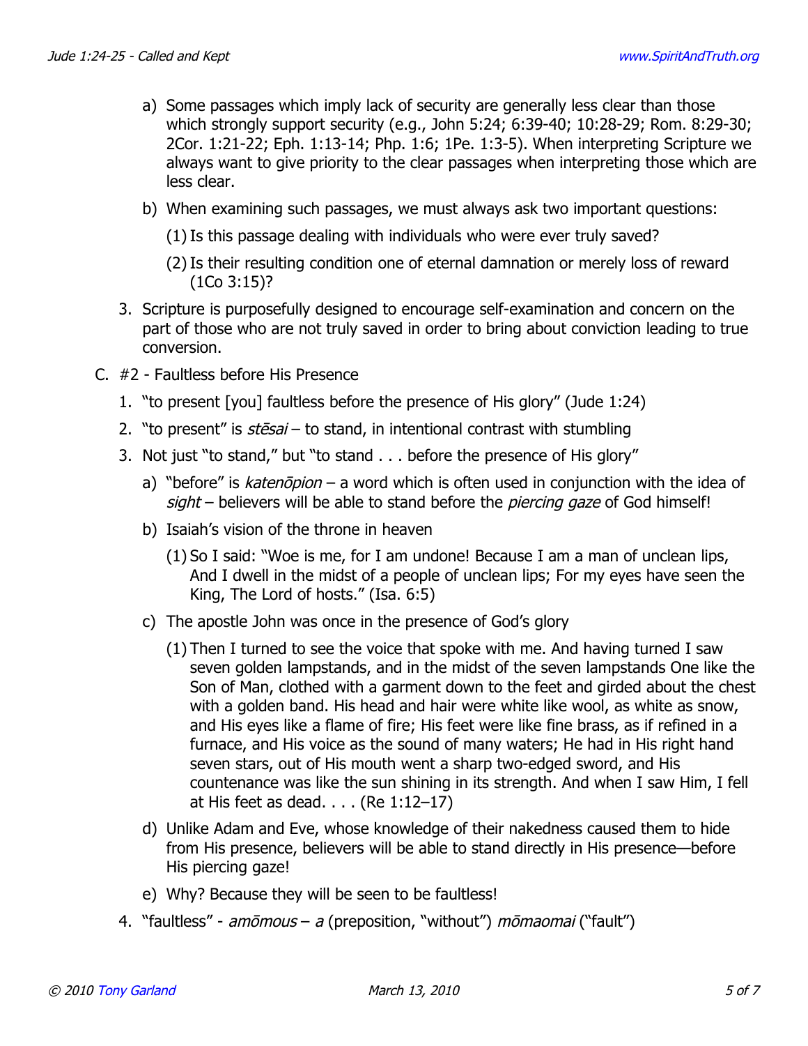a) Some passages which imply lack of security are generally less clear than those which strongly support security (e.g., John 5:24; 6:39-40; 10:28-29; Rom. 8:29-30; 2Cor. 1:21-22; Eph. 1:13-14; Php. 1:6; 1Pe. 1:3-5). When interpreting Scripture we always want to give priority to the clear passages when interpreting those which are less clear.

b) When examining such passages, we must always ask two important questions:

(1) Is this passage dealing with individuals who were ever truly saved?

(2) Is their resulting condition one of eternal damnation or merely loss of reward (1Co 3:15)?

3. Scripture is purposefully designed to encourage self-examination and concern on the part of those who are not truly saved in order to bring about conviction leading to true conversion.

C. #2 - Faultless before His Presence

1. "to present [you] faultless before the presence of His glory" (Jude 1:24)

2. "to present" is *stēsai* – to stand, in intentional contrast with stumbling

3. Not just "to stand," but "to stand . . . before the presence of His glory"

a) "before" is *katenōpion* – a word which is often used in conjunction with the idea of *sight* – believers will be able to stand before the *piercing gaze* of God himself!

b) Isaiah's vision of the throne in heaven

(1) So I said: "Woe is me, for I am undone! Because I am a man of unclean lips, And I dwell in the midst of a people of unclean lips; For my eyes have seen the King, The Lord of hosts." (Isa. 6:5)

c) The apostle John was once in the presence of God's glory

(1) Then I turned to see the voice that spoke with me. And having turned I saw seven golden lampstands, and in the midst of the seven lampstands One like the Son of Man, clothed with a garment down to the feet and girded about the chest with a golden band. His head and hair were white like wool, as white as snow, and His eyes like a flame of fire; His feet were like fine brass, as if refined in a furnace, and His voice as the sound of many waters; He had in His right hand seven stars, out of His mouth went a sharp two-edged sword, and His countenance was like the sun shining in its strength. And when I saw Him, I fell at His feet as dead. . . . (Re 1:12–17)

d) Unlike Adam and Eve, whose knowledge of their nakedness caused them to hide from His presence, believers will be able to stand directly in His presence—before His piercing gaze!

e) Why? Because they will be seen to be faultless!

4. "faultless" - *amōmous* – *a* (preposition, "without") *mōmaomai* ("fault")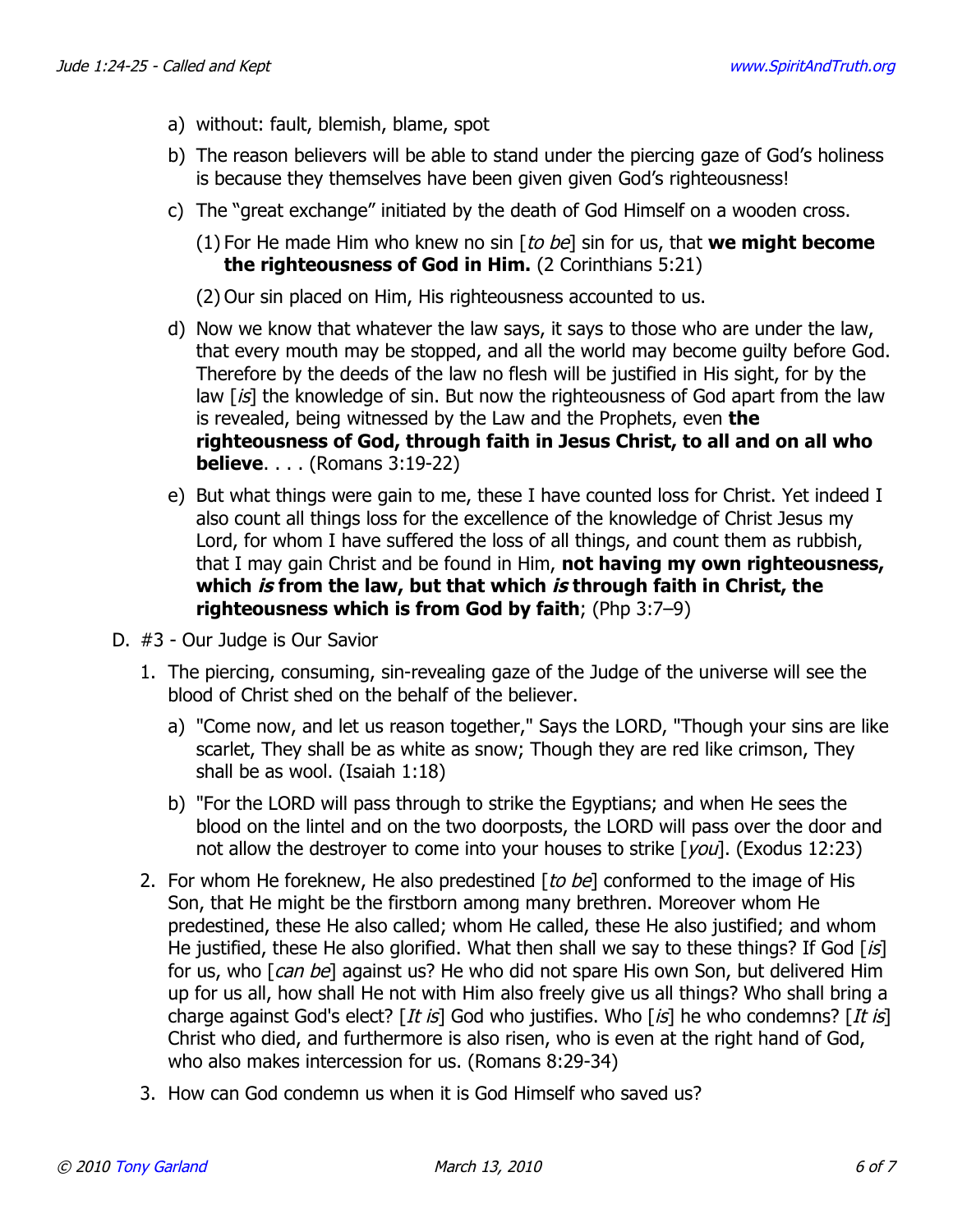a) without: fault, blemish, blame, spot

b) The reason believers will be able to stand under the piercing gaze of God's holiness is because they themselves have been given given God's righteousness!

c) The "great exchange" initiated by the death of God Himself on a wooden cross.

   (1) For He made Him who knew no sin [*to be*] sin for us, that **we might become the righteousness of God in Him.** (2 Corinthians 5:21)

   (2) Our sin placed on Him, His righteousness accounted to us.

d) Now we know that whatever the law says, it says to those who are under the law, that every mouth may be stopped, and all the world may become guilty before God. Therefore by the deeds of the law no flesh will be justified in His sight, for by the law [*is*] the knowledge of sin. But now the righteousness of God apart from the law is revealed, being witnessed by the Law and the Prophets, even **the righteousness of God, through faith in Jesus Christ, to all and on all who believe**. . . . (Romans 3:19-22)

e) But what things were gain to me, these I have counted loss for Christ. Yet indeed I also count all things loss for the excellence of the knowledge of Christ Jesus my Lord, for whom I have suffered the loss of all things, and count them as rubbish, that I may gain Christ and be found in Him, **not having my own righteousness, which *is* from the law, but that which *is* through faith in Christ, the righteousness which is from God by faith**; (Php 3:7–9)

D. #3 - Our Judge is Our Savior

1. The piercing, consuming, sin-revealing gaze of the Judge of the universe will see the blood of Christ shed on the behalf of the believer.

   a) "Come now, and let us reason together," Says the LORD, "Though your sins are like scarlet, They shall be as white as snow; Though they are red like crimson, They shall be as wool. (Isaiah 1:18)

   b) "For the LORD will pass through to strike the Egyptians; and when He sees the blood on the lintel and on the two doorposts, the LORD will pass over the door and not allow the destroyer to come into your houses to strike [*you*]. (Exodus 12:23)

2. For whom He foreknew, He also predestined [*to be*] conformed to the image of His Son, that He might be the firstborn among many brethren. Moreover whom He predestined, these He also called; whom He called, these He also justified; and whom He justified, these He also glorified. What then shall we say to these things? If God [*is*] for us, who [*can be*] against us? He who did not spare His own Son, but delivered Him up for us all, how shall He not with Him also freely give us all things? Who shall bring a charge against God's elect? [*It is*] God who justifies. Who [*is*] he who condemns? [*It is*] Christ who died, and furthermore is also risen, who is even at the right hand of God, who also makes intercession for us. (Romans 8:29-34)

3. How can God condemn us when it is God Himself who saved us?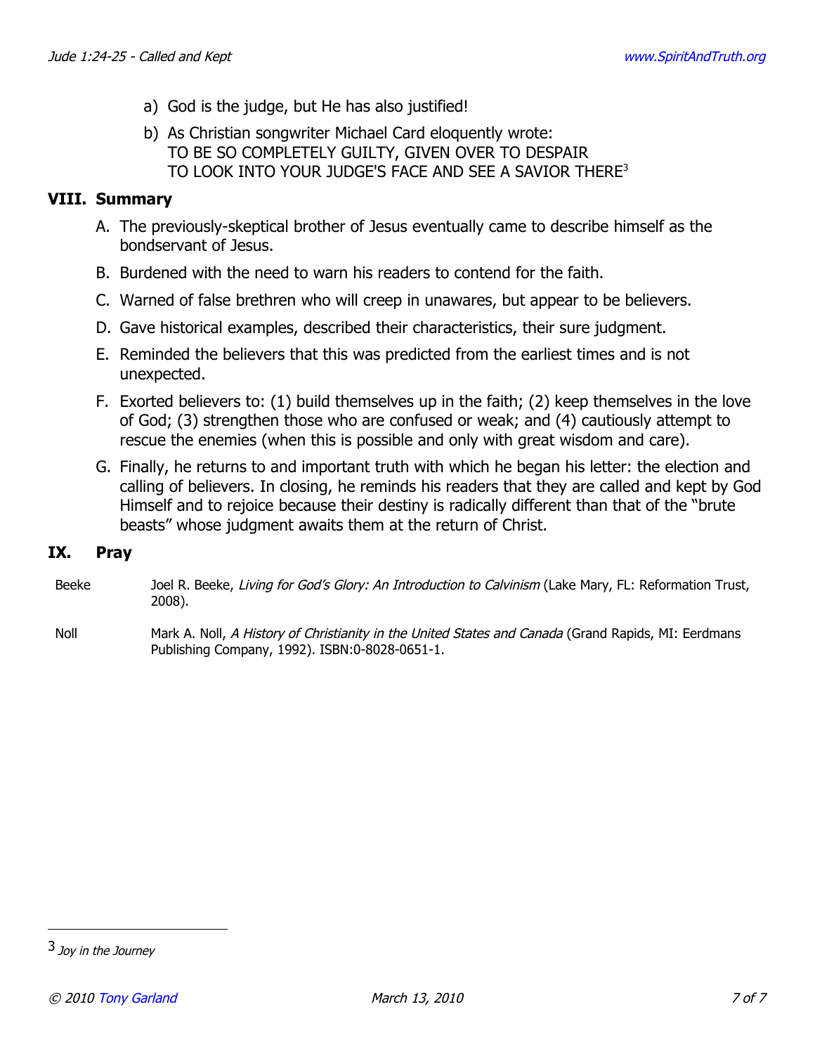a) God is the judge, but He has also justified!

b) As Christian songwriter Michael Card eloquently wrote:
TO BE SO COMPLETELY GUILTY, GIVEN OVER TO DESPAIR
TO LOOK INTO YOUR JUDGE'S FACE AND SEE A SAVIOR THERE[3]

## VIII. Summary

A. The previously-skeptical brother of Jesus eventually came to describe himself as the bondservant of Jesus.

B. Burdened with the need to warn his readers to contend for the faith.

C. Warned of false brethren who will creep in unawares, but appear to be believers.

D. Gave historical examples, described their characteristics, their sure judgment.

E. Reminded the believers that this was predicted from the earliest times and is not unexpected.

F. Exorted believers to: (1) build themselves up in the faith; (2) keep themselves in the love of God; (3) strengthen those who are confused or weak; and (4) cautiously attempt to rescue the enemies (when this is possible and only with great wisdom and care).

G. Finally, he returns to and important truth with which he began his letter: the election and calling of believers. In closing, he reminds his readers that they are called and kept by God Himself and to rejoice because their destiny is radically different than that of the "brute beasts" whose judgment awaits them at the return of Christ.

## IX. Pray

| | |
|---|---|
| Beeke | Joel R. Beeke, *Living for God's Glory: An Introduction to Calvinism* (Lake Mary, FL: Reformation Trust, 2008). |
| Noll | Mark A. Noll, *A History of Christianity in the United States and Canada* (Grand Rapids, MI: Eerdmans Publishing Company, 1992). ISBN:0-8028-0651-1. |

---

[3] *Joy in the Journey*